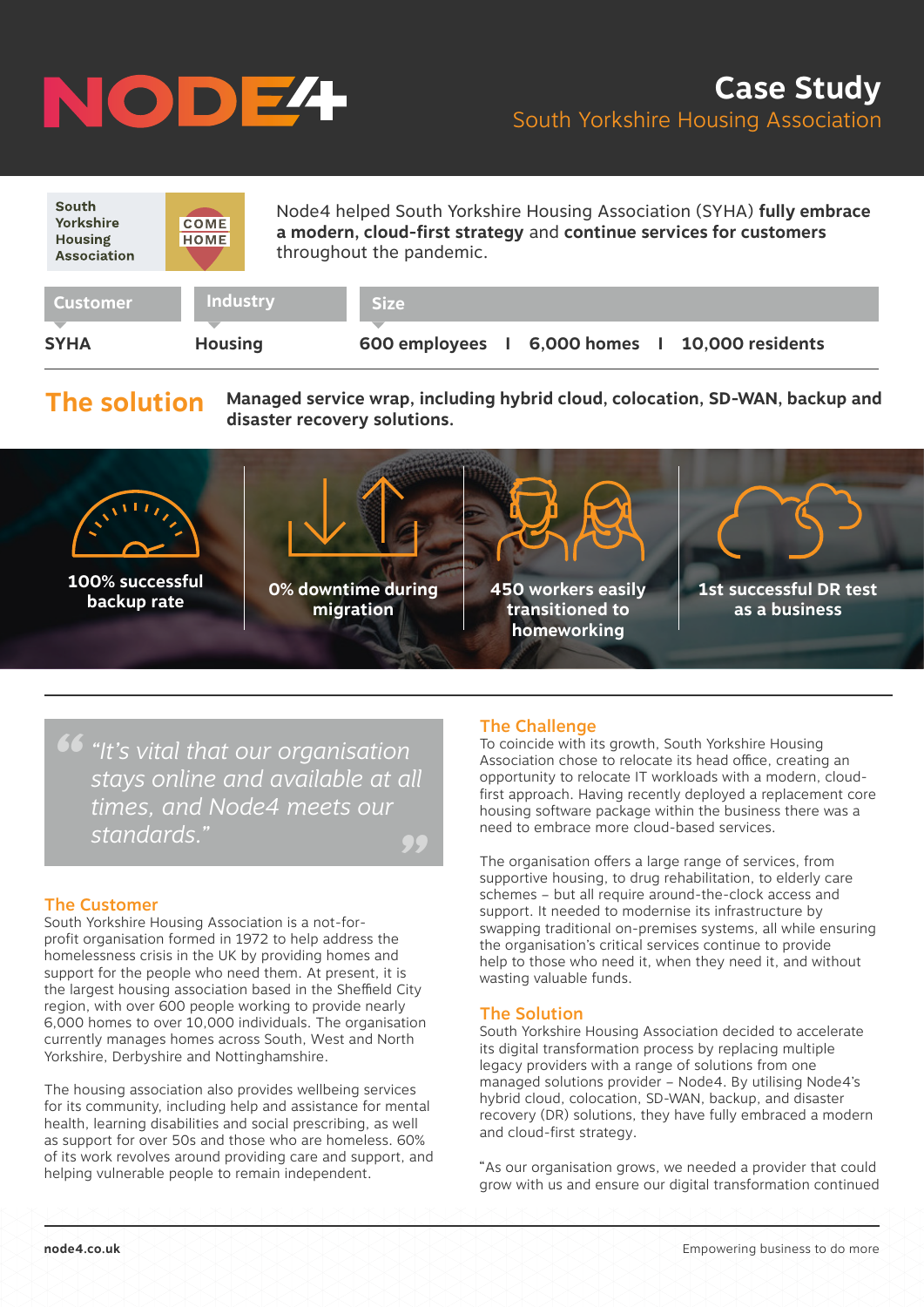# Case Study

## South Yorkshire Housing Association

South Yorkshire Housing Association

Node4 helped South Yorkshire Housing Association (SYHA) **fully embrace a modern, cloud-first strategy** and **continue services for customers** throughout the pandemic.

| Customer | Industry | Size |
|---|---|---|
| SYHA | Housing | 600 employees I 6,000 homes I 10,000 residents |

## The solution

**Managed service wrap, including hybrid cloud, colocation, SD-WAN, backup and disaster recovery solutions.**

- **100% successful backup rate**
- **0% downtime during migration**
- **450 workers easily transitioned to homeworking**
- **1st successful DR test as a business**

> *"It's vital that our organisation stays online and available at all times, and Node4 meets our standards."*

### The Customer

South Yorkshire Housing Association is a not-for-profit organisation formed in 1972 to help address the homelessness crisis in the UK by providing homes and support for the people who need them. At present, it is the largest housing association based in the Sheffield City region, with over 600 people working to provide nearly 6,000 homes to over 10,000 individuals. The organisation currently manages homes across South, West and North Yorkshire, Derbyshire and Nottinghamshire.

The housing association also provides wellbeing services for its community, including help and assistance for mental health, learning disabilities and social prescribing, as well as support for over 50s and those who are homeless. 60% of its work revolves around providing care and support, and helping vulnerable people to remain independent.

### The Challenge

To coincide with its growth, South Yorkshire Housing Association chose to relocate its head office, creating an opportunity to relocate IT workloads with a modern, cloud-first approach. Having recently deployed a replacement core housing software package within the business there was a need to embrace more cloud-based services.

The organisation offers a large range of services, from supportive housing, to drug rehabilitation, to elderly care schemes – but all require around-the-clock access and support. It needed to modernise its infrastructure by swapping traditional on-premises systems, all while ensuring the organisation's critical services continue to provide help to those who need it, when they need it, and without wasting valuable funds.

### The Solution

South Yorkshire Housing Association decided to accelerate its digital transformation process by replacing multiple legacy providers with a range of solutions from one managed solutions provider – Node4. By utilising Node4's hybrid cloud, colocation, SD-WAN, backup, and disaster recovery (DR) solutions, they have fully embraced a modern and cloud-first strategy.

"As our organisation grows, we needed a provider that could grow with us and ensure our digital transformation continued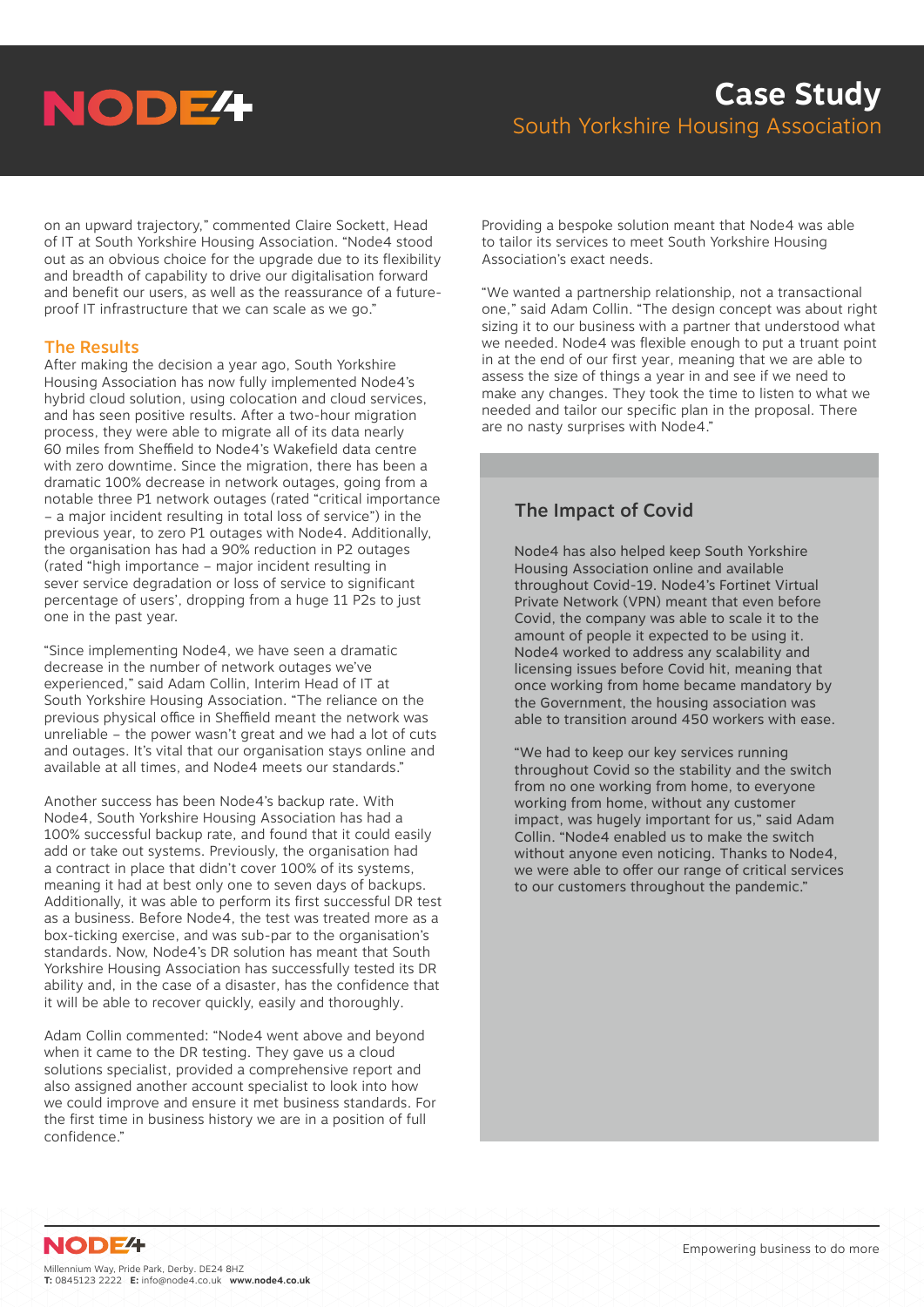on an upward trajectory," commented Claire Sockett, Head of IT at South Yorkshire Housing Association. "Node4 stood out as an obvious choice for the upgrade due to its flexibility and breadth of capability to drive our digitalisation forward and benefit our users, as well as the reassurance of a future-proof IT infrastructure that we can scale as we go."

## The Results

After making the decision a year ago, South Yorkshire Housing Association has now fully implemented Node4's hybrid cloud solution, using colocation and cloud services, and has seen positive results. After a two-hour migration process, they were able to migrate all of its data nearly 60 miles from Sheffield to Node4's Wakefield data centre with zero downtime. Since the migration, there has been a dramatic 100% decrease in network outages, going from a notable three P1 network outages (rated "critical importance – a major incident resulting in total loss of service") in the previous year, to zero P1 outages with Node4. Additionally, the organisation has had a 90% reduction in P2 outages (rated "high importance – major incident resulting in sever service degradation or loss of service to significant percentage of users', dropping from a huge 11 P2s to just one in the past year.

"Since implementing Node4, we have seen a dramatic decrease in the number of network outages we've experienced," said Adam Collin, Interim Head of IT at South Yorkshire Housing Association. "The reliance on the previous physical office in Sheffield meant the network was unreliable – the power wasn't great and we had a lot of cuts and outages. It's vital that our organisation stays online and available at all times, and Node4 meets our standards."

Another success has been Node4's backup rate. With Node4, South Yorkshire Housing Association has had a 100% successful backup rate, and found that it could easily add or take out systems. Previously, the organisation had a contract in place that didn't cover 100% of its systems, meaning it had at best only one to seven days of backups. Additionally, it was able to perform its first successful DR test as a business. Before Node4, the test was treated more as a box-ticking exercise, and was sub-par to the organisation's standards. Now, Node4's DR solution has meant that South Yorkshire Housing Association has successfully tested its DR ability and, in the case of a disaster, has the confidence that it will be able to recover quickly, easily and thoroughly.

Adam Collin commented: "Node4 went above and beyond when it came to the DR testing. They gave us a cloud solutions specialist, provided a comprehensive report and also assigned another account specialist to look into how we could improve and ensure it met business standards. For the first time in business history we are in a position of full confidence."

Providing a bespoke solution meant that Node4 was able to tailor its services to meet South Yorkshire Housing Association's exact needs.

"We wanted a partnership relationship, not a transactional one," said Adam Collin. "The design concept was about right sizing it to our business with a partner that understood what we needed. Node4 was flexible enough to put a truant point in at the end of our first year, meaning that we are able to assess the size of things a year in and see if we need to make any changes. They took the time to listen to what we needed and tailor our specific plan in the proposal. There are no nasty surprises with Node4."

## The Impact of Covid

Node4 has also helped keep South Yorkshire Housing Association online and available throughout Covid-19. Node4's Fortinet Virtual Private Network (VPN) meant that even before Covid, the company was able to scale it to the amount of people it expected to be using it. Node4 worked to address any scalability and licensing issues before Covid hit, meaning that once working from home became mandatory by the Government, the housing association was able to transition around 450 workers with ease.

"We had to keep our key services running throughout Covid so the stability and the switch from no one working from home, to everyone working from home, without any customer impact, was hugely important for us," said Adam Collin. "Node4 enabled us to make the switch without anyone even noticing. Thanks to Node4, we were able to offer our range of critical services to our customers throughout the pandemic."